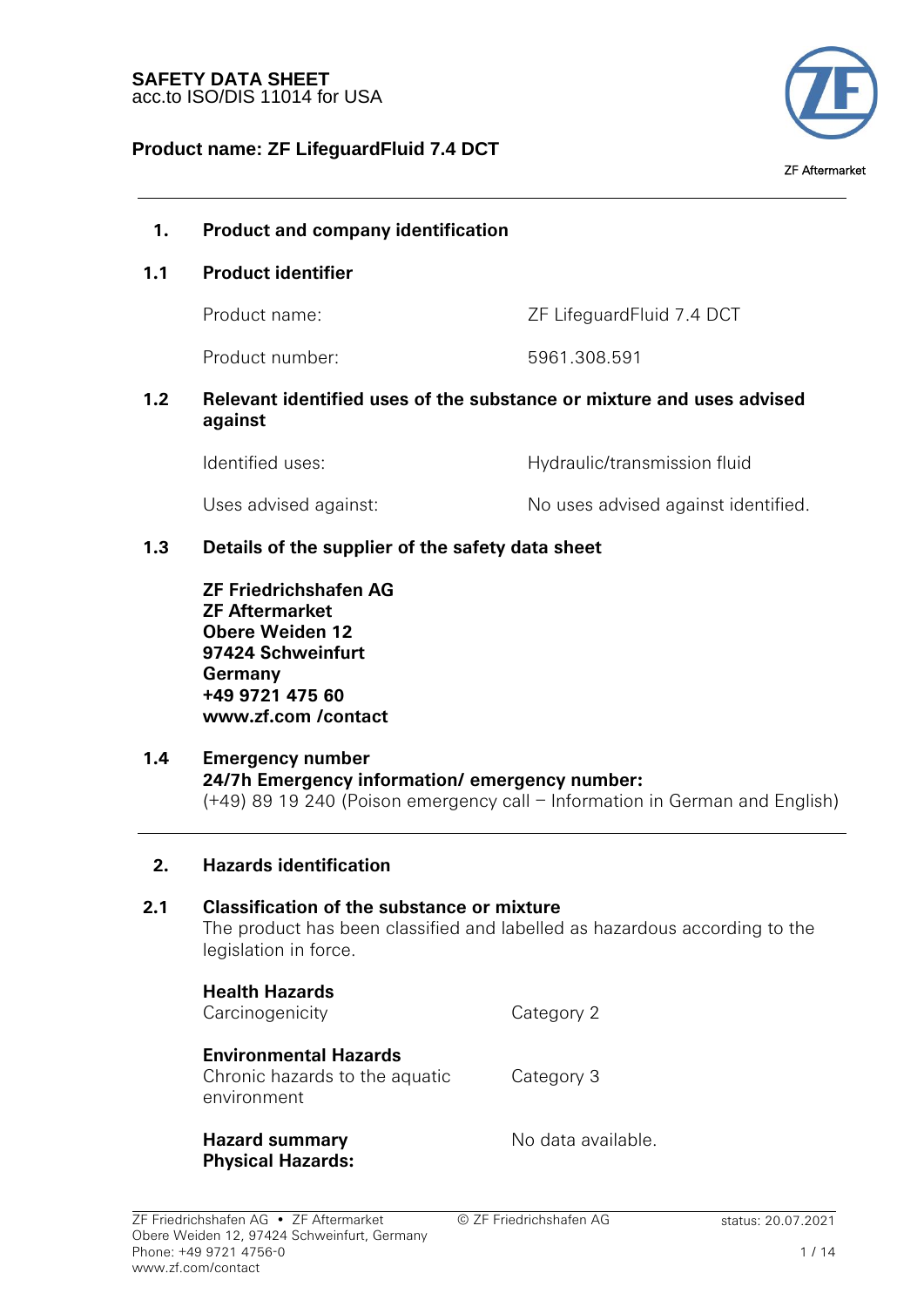# SAFETY DATA SHEET
acc.to ISO/DIS 11014 for USA

**Product name: ZF LifeguardFluid 7.4 DCT**

ZF Aftermarket

## 1. Product and company identification

### 1.1 Product identifier

| | |
|---|---|
| Product name: | ZF LifeguardFluid 7.4 DCT |
| Product number: | 5961.308.591 |

### 1.2 Relevant identified uses of the substance or mixture and uses advised against

| | |
|---|---|
| Identified uses: | Hydraulic/transmission fluid |
| Uses advised against: | No uses advised against identified. |

### 1.3 Details of the supplier of the safety data sheet

**ZF Friedrichshafen AG**
**ZF Aftermarket**
**Obere Weiden 12**
**97424 Schweinfurt**
**Germany**
**+49 9721 475 60**
**www.zf.com /contact**

### 1.4 Emergency number

**24/7h Emergency information/ emergency number:**
(+49) 89 19 240 (Poison emergency call – Information in German and English)

## 2. Hazards identification

### 2.1 Classification of the substance or mixture

The product has been classified and labelled as hazardous according to the legislation in force.

**Health Hazards**

| | |
|---|---|
| Carcinogenicity | Category 2 |

**Environmental Hazards**

| | |
|---|---|
| Chronic hazards to the aquatic environment | Category 3 |

| | |
|---|---|
| **Hazard summary Physical Hazards:** | No data available. |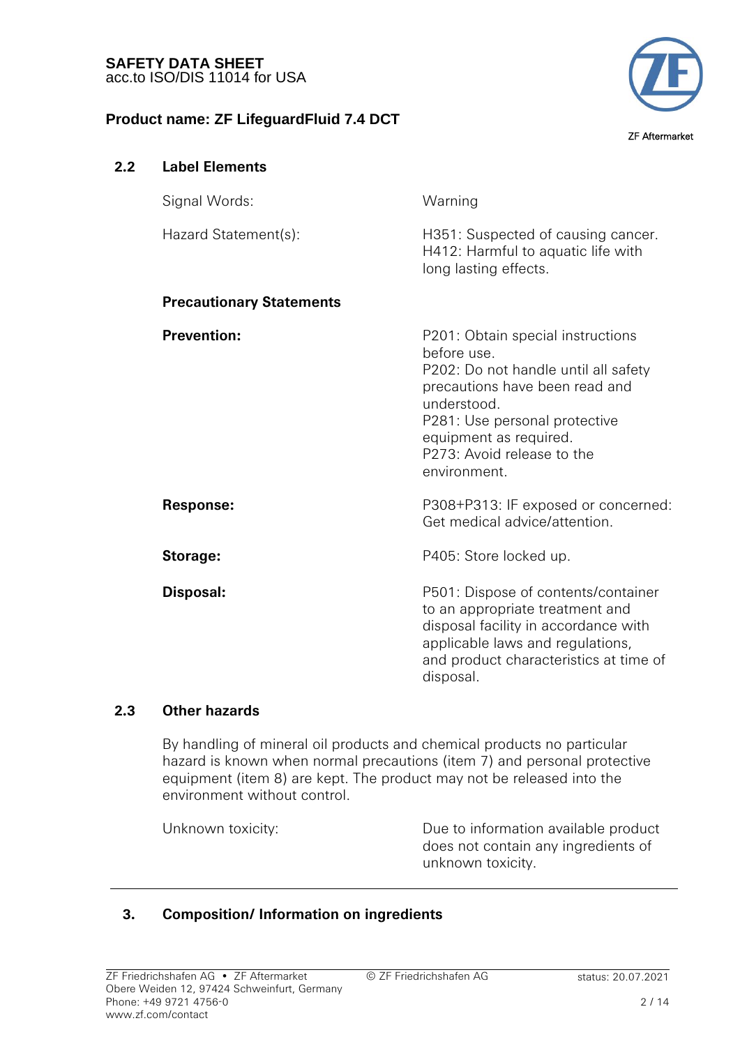### 2.2 Label Elements

| | |
|---|---|
| Signal Words: | Warning |
| Hazard Statement(s): | H351: Suspected of causing cancer.<br>H412: Harmful to aquatic life with long lasting effects. |

**Precautionary Statements**

| | |
|---|---|
| **Prevention:** | P201: Obtain special instructions before use.<br>P202: Do not handle until all safety precautions have been read and understood.<br>P281: Use personal protective equipment as required.<br>P273: Avoid release to the environment. |
| **Response:** | P308+P313: IF exposed or concerned: Get medical advice/attention. |
| **Storage:** | P405: Store locked up. |
| **Disposal:** | P501: Dispose of contents/container to an appropriate treatment and disposal facility in accordance with applicable laws and regulations, and product characteristics at time of disposal. |

### 2.3 Other hazards

By handling of mineral oil products and chemical products no particular hazard is known when normal precautions (item 7) and personal protective equipment (item 8) are kept. The product may not be released into the environment without control.

| | |
|---|---|
| Unknown toxicity: | Due to information available product does not contain any ingredients of unknown toxicity. |

## 3. Composition/ Information on ingredients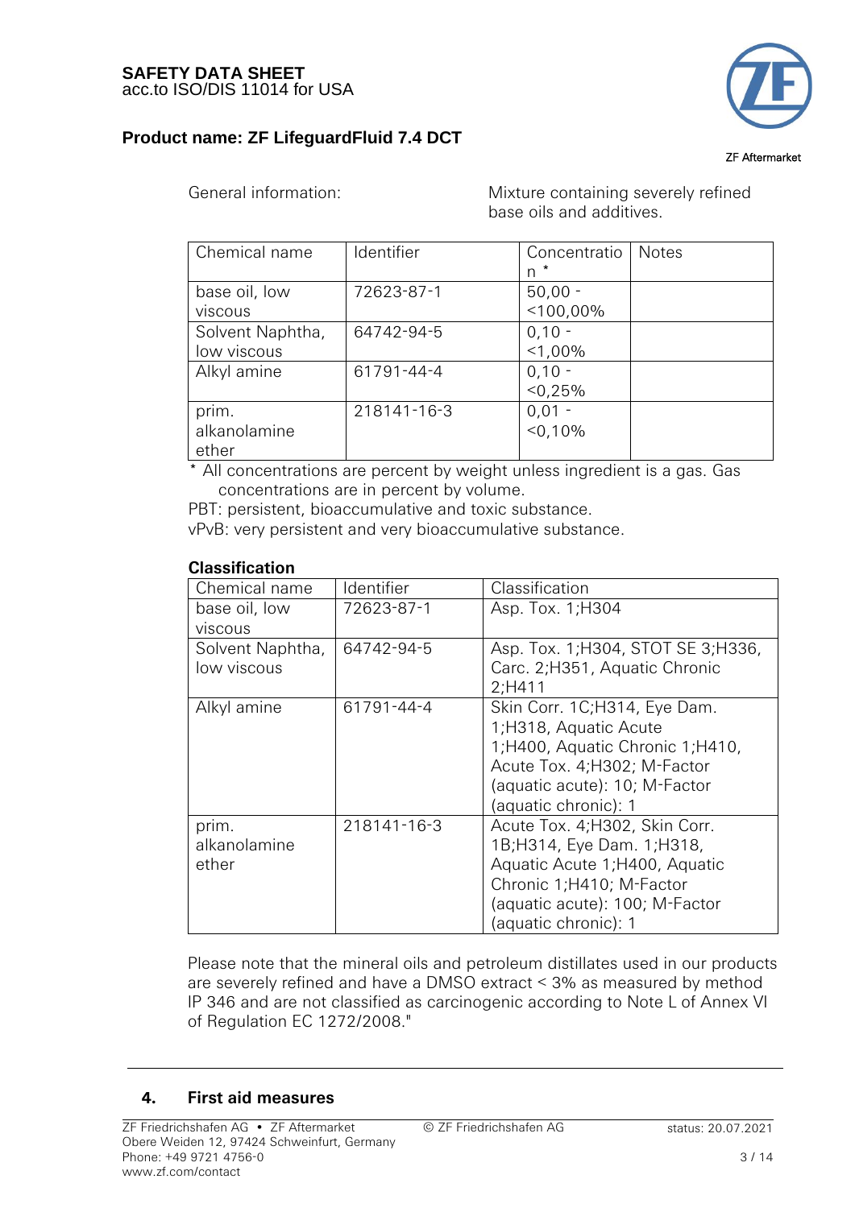General information: Mixture containing severely refined base oils and additives.

| Chemical name | Identifier | Concentration * | Notes |
|---|---|---|---|
| base oil, low viscous | 72623-87-1 | 50,00 - <100,00% | |
| Solvent Naphtha, low viscous | 64742-94-5 | 0,10 - <1,00% | |
| Alkyl amine | 61791-44-4 | 0,10 - <0,25% | |
| prim. alkanolamine ether | 218141-16-3 | 0,01 - <0,10% | |

\* All concentrations are percent by weight unless ingredient is a gas. Gas concentrations are in percent by volume.

PBT: persistent, bioaccumulative and toxic substance.

vPvB: very persistent and very bioaccumulative substance.

**Classification**

| Chemical name | Identifier | Classification |
|---|---|---|
| base oil, low viscous | 72623-87-1 | Asp. Tox. 1;H304 |
| Solvent Naphtha, low viscous | 64742-94-5 | Asp. Tox. 1;H304, STOT SE 3;H336, Carc. 2;H351, Aquatic Chronic 2;H411 |
| Alkyl amine | 61791-44-4 | Skin Corr. 1C;H314, Eye Dam. 1;H318, Aquatic Acute 1;H400, Aquatic Chronic 1;H410, Acute Tox. 4;H302; M-Factor (aquatic acute): 10; M-Factor (aquatic chronic): 1 |
| prim. alkanolamine ether | 218141-16-3 | Acute Tox. 4;H302, Skin Corr. 1B;H314, Eye Dam. 1;H318, Aquatic Acute 1;H400, Aquatic Chronic 1;H410; M-Factor (aquatic acute): 100; M-Factor (aquatic chronic): 1 |

Please note that the mineral oils and petroleum distillates used in our products are severely refined and have a DMSO extract < 3% as measured by method IP 346 and are not classified as carcinogenic according to Note L of Annex VI of Regulation EC 1272/2008."

## 4. First aid measures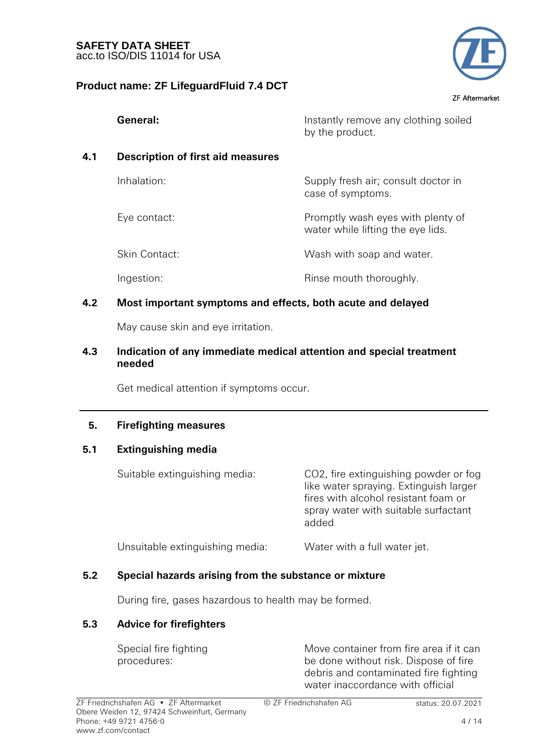**General:** Instantly remove any clothing soiled by the product.

## 4.1 Description of first aid measures

| | |
|---|---|
| Inhalation: | Supply fresh air; consult doctor in case of symptoms. |
| Eye contact: | Promptly wash eyes with plenty of water while lifting the eye lids. |
| Skin Contact: | Wash with soap and water. |
| Ingestion: | Rinse mouth thoroughly. |

## 4.2 Most important symptoms and effects, both acute and delayed

May cause skin and eye irritation.

## 4.3 Indication of any immediate medical attention and special treatment needed

Get medical attention if symptoms occur.

---

# 5. Firefighting measures

## 5.1 Extinguishing media

| | |
|---|---|
| Suitable extinguishing media: | $CO_2$, fire extinguishing powder or fog like water spraying. Extinguish larger fires with alcohol resistant foam or spray water with suitable surfactant added |
| Unsuitable extinguishing media: | Water with a full water jet. |

## 5.2 Special hazards arising from the substance or mixture

During fire, gases hazardous to health may be formed.

## 5.3 Advice for firefighters

| | |
|---|---|
| Special fire fighting procedures: | Move container from fire area if it can be done without risk. Dispose of fire debris and contaminated fire fighting water inaccordance with official |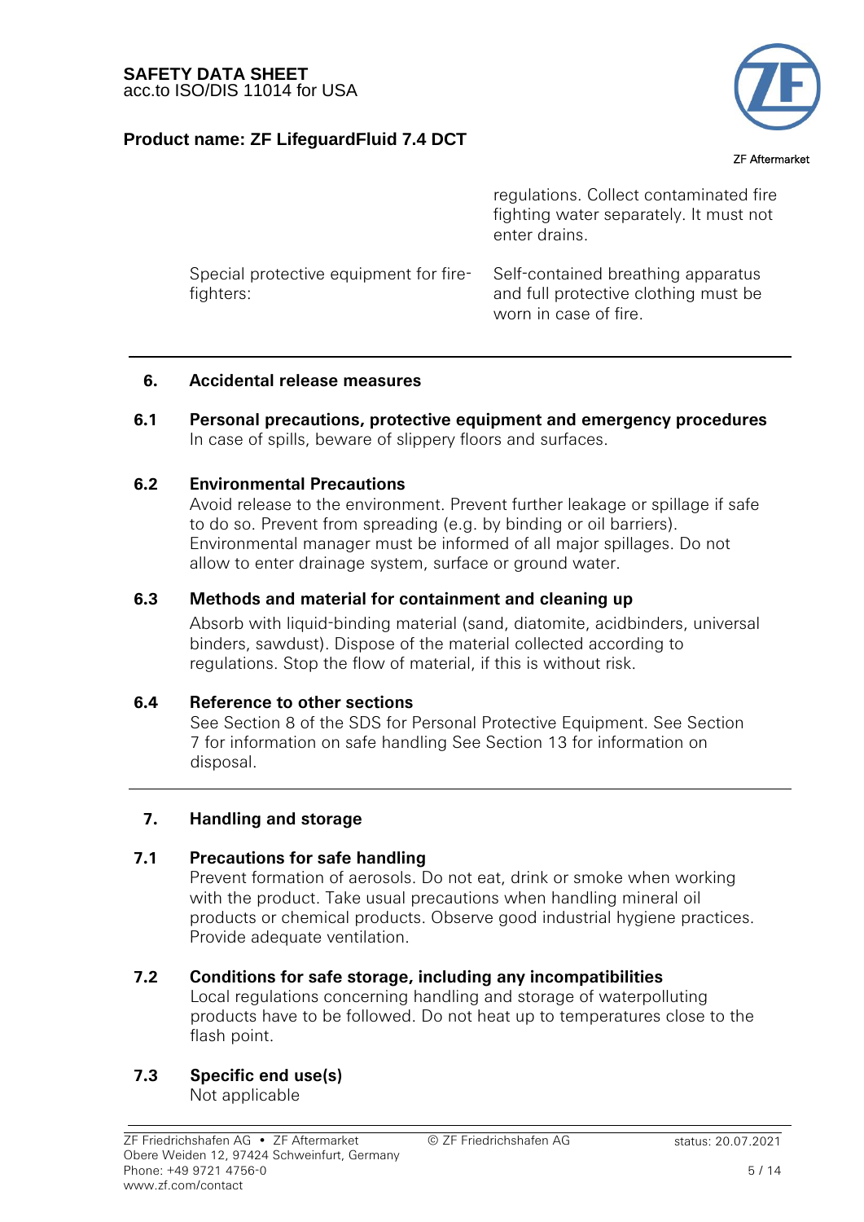regulations. Collect contaminated fire fighting water separately. It must not enter drains.

| | |
|---|---|
| Special protective equipment for fire-fighters: | Self-contained breathing apparatus and full protective clothing must be worn in case of fire. |

## 6. Accidental release measures

### 6.1 Personal precautions, protective equipment and emergency procedures

In case of spills, beware of slippery floors and surfaces.

### 6.2 Environmental Precautions

Avoid release to the environment. Prevent further leakage or spillage if safe to do so. Prevent from spreading (e.g. by binding or oil barriers). Environmental manager must be informed of all major spillages. Do not allow to enter drainage system, surface or ground water.

### 6.3 Methods and material for containment and cleaning up

Absorb with liquid-binding material (sand, diatomite, acidbinders, universal binders, sawdust). Dispose of the material collected according to regulations. Stop the flow of material, if this is without risk.

### 6.4 Reference to other sections

See Section 8 of the SDS for Personal Protective Equipment. See Section 7 for information on safe handling See Section 13 for information on disposal.

## 7. Handling and storage

### 7.1 Precautions for safe handling

Prevent formation of aerosols. Do not eat, drink or smoke when working with the product. Take usual precautions when handling mineral oil products or chemical products. Observe good industrial hygiene practices. Provide adequate ventilation.

### 7.2 Conditions for safe storage, including any incompatibilities

Local regulations concerning handling and storage of waterpolluting products have to be followed. Do not heat up to temperatures close to the flash point.

### 7.3 Specific end use(s)

Not applicable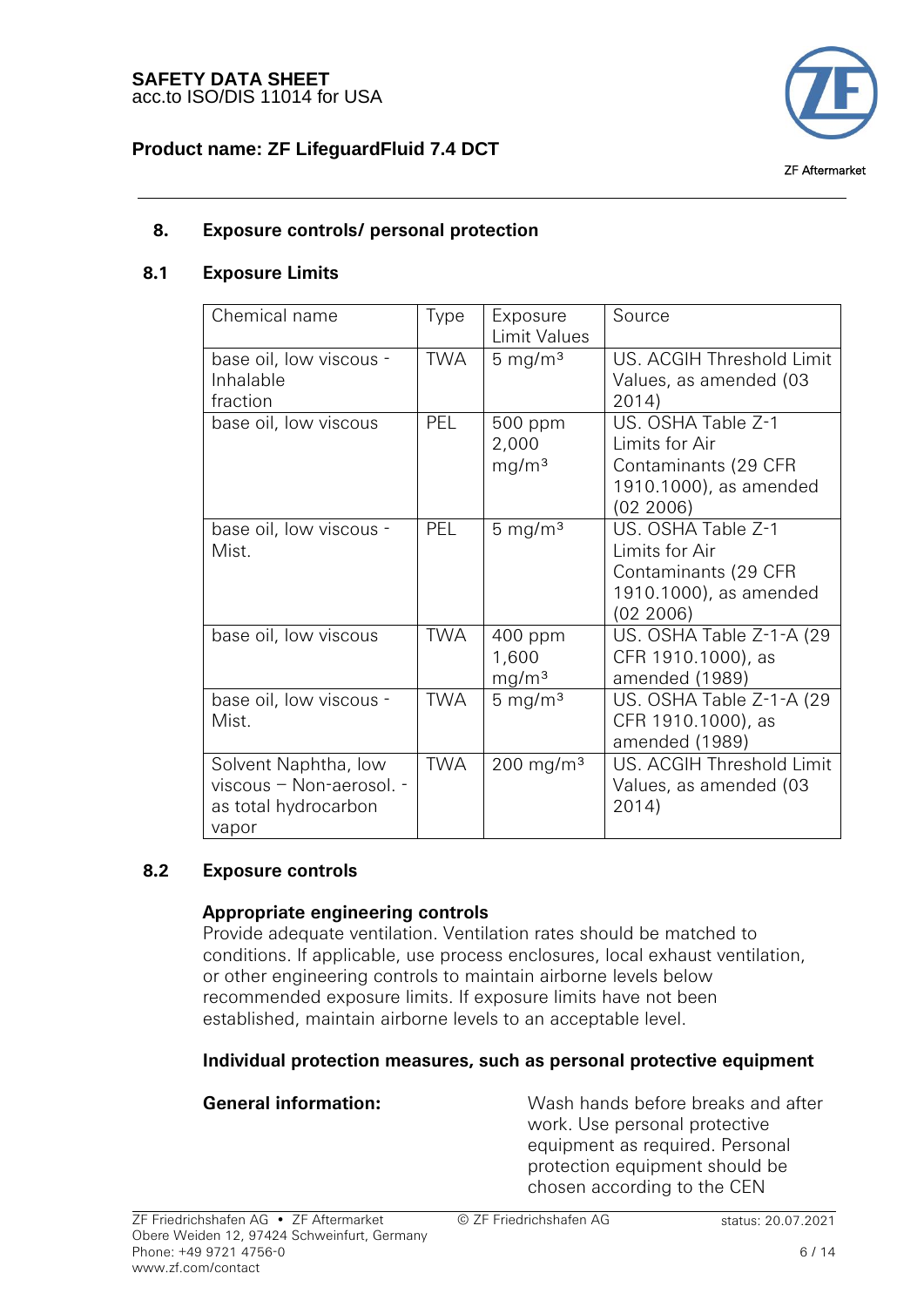## 8. Exposure controls/ personal protection

### 8.1 Exposure Limits

| Chemical name | Type | Exposure Limit Values | Source |
|---|---|---|---|
| base oil, low viscous - Inhalable fraction | TWA | 5 mg/m³ | US. ACGIH Threshold Limit Values, as amended (03 2014) |
| base oil, low viscous | PEL | 500 ppm 2,000 mg/m³ | US. OSHA Table Z-1 Limits for Air Contaminants (29 CFR 1910.1000), as amended (02 2006) |
| base oil, low viscous - Mist. | PEL | 5 mg/m³ | US. OSHA Table Z-1 Limits for Air Contaminants (29 CFR 1910.1000), as amended (02 2006) |
| base oil, low viscous | TWA | 400 ppm 1,600 mg/m³ | US. OSHA Table Z-1-A (29 CFR 1910.1000), as amended (1989) |
| base oil, low viscous - Mist. | TWA | 5 mg/m³ | US. OSHA Table Z-1-A (29 CFR 1910.1000), as amended (1989) |
| Solvent Naphtha, low viscous – Non-aerosol. - as total hydrocarbon vapor | TWA | 200 mg/m³ | US. ACGIH Threshold Limit Values, as amended (03 2014) |

### 8.2 Exposure controls

**Appropriate engineering controls**

Provide adequate ventilation. Ventilation rates should be matched to conditions. If applicable, use process enclosures, local exhaust ventilation, or other engineering controls to maintain airborne levels below recommended exposure limits. If exposure limits have not been established, maintain airborne levels to an acceptable level.

**Individual protection measures, such as personal protective equipment**

**General information:** Wash hands before breaks and after work. Use personal protective equipment as required. Personal protection equipment should be chosen according to the CEN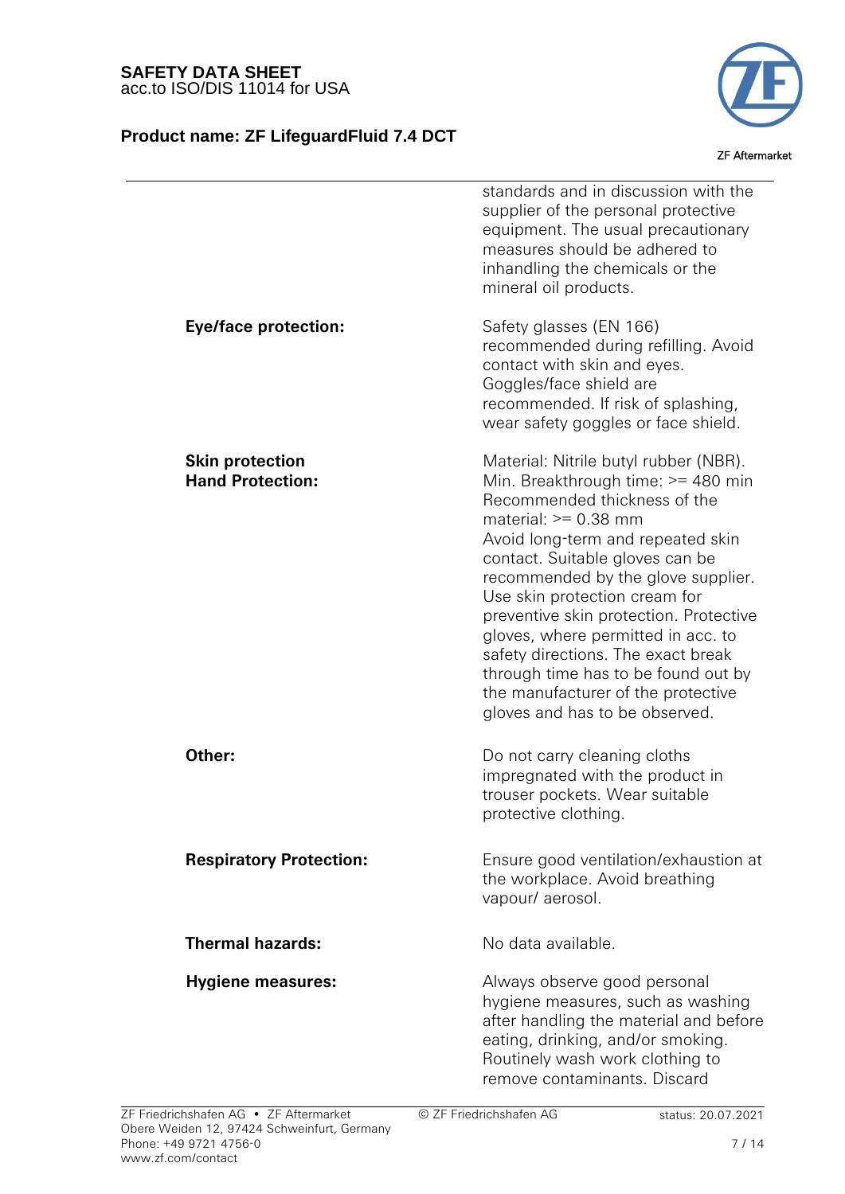standards and in discussion with the supplier of the personal protective equipment. The usual precautionary measures should be adhered to inhandling the chemicals or the mineral oil products.

| | |
|---|---|
| **Eye/face protection:** | Safety glasses (EN 166) recommended during refilling. Avoid contact with skin and eyes. Goggles/face shield are recommended. If risk of splashing, wear safety goggles or face shield. |
| **Skin protection**<br>**Hand Protection:** | Material: Nitrile butyl rubber (NBR). Min. Breakthrough time: >= 480 min Recommended thickness of the material: >= 0.38 mm Avoid long-term and repeated skin contact. Suitable gloves can be recommended by the glove supplier. Use skin protection cream for preventive skin protection. Protective gloves, where permitted in acc. to safety directions. The exact break through time has to be found out by the manufacturer of the protective gloves and has to be observed. |
| **Other:** | Do not carry cleaning cloths impregnated with the product in trouser pockets. Wear suitable protective clothing. |
| **Respiratory Protection:** | Ensure good ventilation/exhaustion at the workplace. Avoid breathing vapour/ aerosol. |
| **Thermal hazards:** | No data available. |
| **Hygiene measures:** | Always observe good personal hygiene measures, such as washing after handling the material and before eating, drinking, and/or smoking. Routinely wash work clothing to remove contaminants. Discard |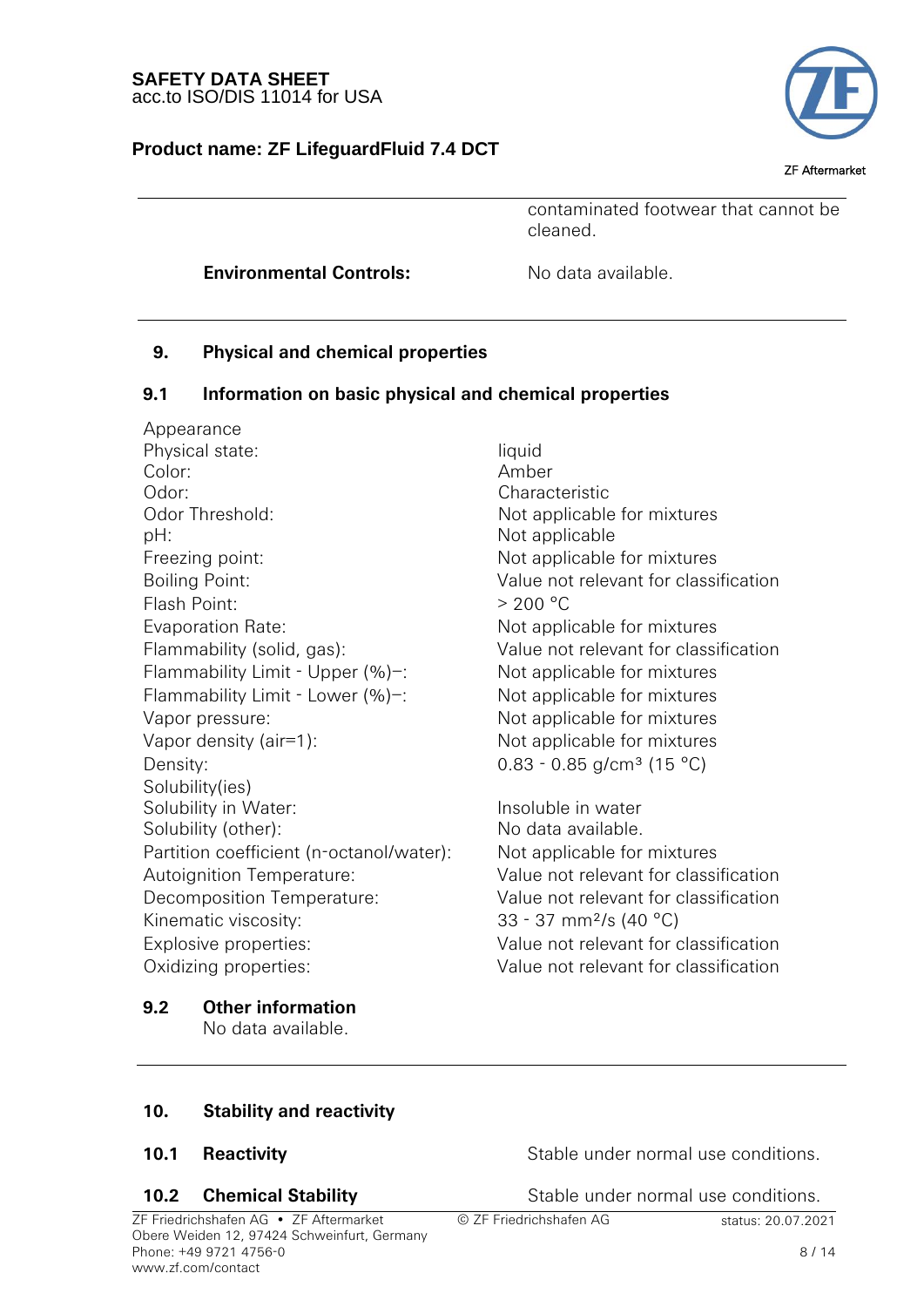| | |
|---|---|
| | contaminated footwear that cannot be cleaned. |
| **Environmental Controls:** | No data available. |

## 9. Physical and chemical properties

### 9.1 Information on basic physical and chemical properties

| | |
|---|---|
| Appearance | |
| Physical state: | liquid |
| Color: | Amber |
| Odor: | Characteristic |
| Odor Threshold: | Not applicable for mixtures |
| pH: | Not applicable |
| Freezing point: | Not applicable for mixtures |
| Boiling Point: | Value not relevant for classification |
| Flash Point: | > 200 °C |
| Evaporation Rate: | Not applicable for mixtures |
| Flammability (solid, gas): | Value not relevant for classification |
| Flammability Limit - Upper (%)–: | Not applicable for mixtures |
| Flammability Limit - Lower (%)–: | Not applicable for mixtures |
| Vapor pressure: | Not applicable for mixtures |
| Vapor density (air=1): | Not applicable for mixtures |
| Density: | 0.83 - 0.85 g/cm³ (15 °C) |
| Solubility(ies) | |
| Solubility in Water: | Insoluble in water |
| Solubility (other): | No data available. |
| Partition coefficient (n-octanol/water): | Not applicable for mixtures |
| Autoignition Temperature: | Value not relevant for classification |
| Decomposition Temperature: | Value not relevant for classification |
| Kinematic viscosity: | 33 - 37 mm²/s (40 °C) |
| Explosive properties: | Value not relevant for classification |
| Oxidizing properties: | Value not relevant for classification |

### 9.2 Other information

No data available.

## 10. Stability and reactivity

| | |
|---|---|
| **10.1 Reactivity** | Stable under normal use conditions. |
| **10.2 Chemical Stability** | Stable under normal use conditions. |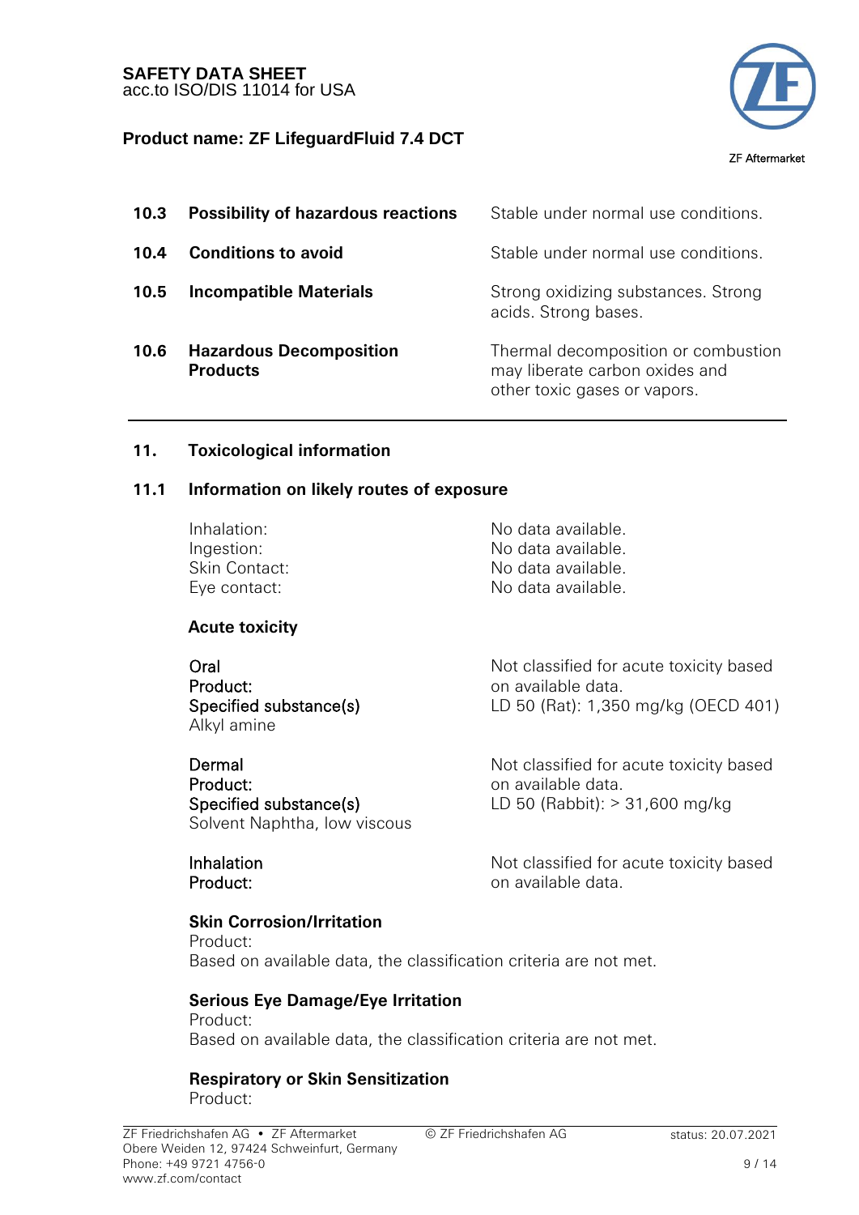| | | |
|---|---|---|
| **10.3** | **Possibility of hazardous reactions** | Stable under normal use conditions. |
| **10.4** | **Conditions to avoid** | Stable under normal use conditions. |
| **10.5** | **Incompatible Materials** | Strong oxidizing substances. Strong acids. Strong bases. |
| **10.6** | **Hazardous Decomposition Products** | Thermal decomposition or combustion may liberate carbon oxides and other toxic gases or vapors. |

---

## 11. Toxicological information

### 11.1 Information on likely routes of exposure

| | |
|---|---|
| Inhalation: | No data available. |
| Ingestion: | No data available. |
| Skin Contact: | No data available. |
| Eye contact: | No data available. |

**Acute toxicity**

| | |
|---|---|
| Oral<br>Product: | Not classified for acute toxicity based on available data. |
| Specified substance(s)<br>Alkyl amine | LD 50 (Rat): 1,350 mg/kg (OECD 401) |
| Dermal<br>Product: | Not classified for acute toxicity based on available data. |
| Specified substance(s)<br>Solvent Naphtha, low viscous | LD 50 (Rabbit): > 31,600 mg/kg |
| Inhalation<br>Product: | Not classified for acute toxicity based on available data. |

**Skin Corrosion/Irritation**

Product:
Based on available data, the classification criteria are not met.

**Serious Eye Damage/Eye Irritation**

Product:
Based on available data, the classification criteria are not met.

**Respiratory or Skin Sensitization**

Product: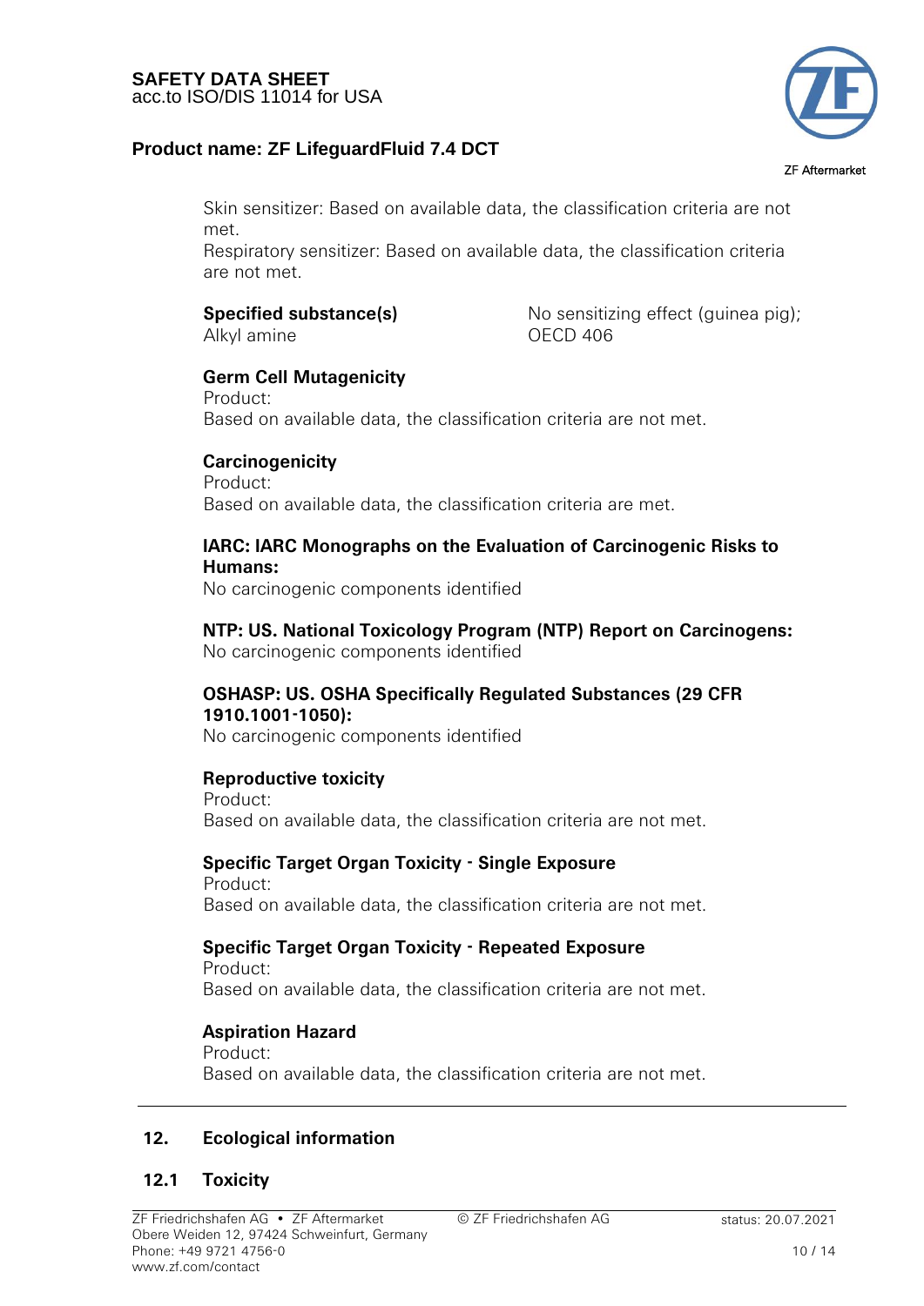Skin sensitizer: Based on available data, the classification criteria are not met.
Respiratory sensitizer: Based on available data, the classification criteria are not met.

| **Specified substance(s)** | No sensitizing effect (guinea pig); |
|---|---|
| Alkyl amine | OECD 406 |

**Germ Cell Mutagenicity**
Product:
Based on available data, the classification criteria are not met.

**Carcinogenicity**
Product:
Based on available data, the classification criteria are met.

**IARC: IARC Monographs on the Evaluation of Carcinogenic Risks to Humans:**
No carcinogenic components identified

**NTP: US. National Toxicology Program (NTP) Report on Carcinogens:**
No carcinogenic components identified

**OSHASP: US. OSHA Specifically Regulated Substances (29 CFR 1910.1001-1050):**
No carcinogenic components identified

**Reproductive toxicity**
Product:
Based on available data, the classification criteria are not met.

**Specific Target Organ Toxicity - Single Exposure**
Product:
Based on available data, the classification criteria are not met.

**Specific Target Organ Toxicity - Repeated Exposure**
Product:
Based on available data, the classification criteria are not met.

**Aspiration Hazard**
Product:
Based on available data, the classification criteria are not met.

## 12. Ecological information

### 12.1 Toxicity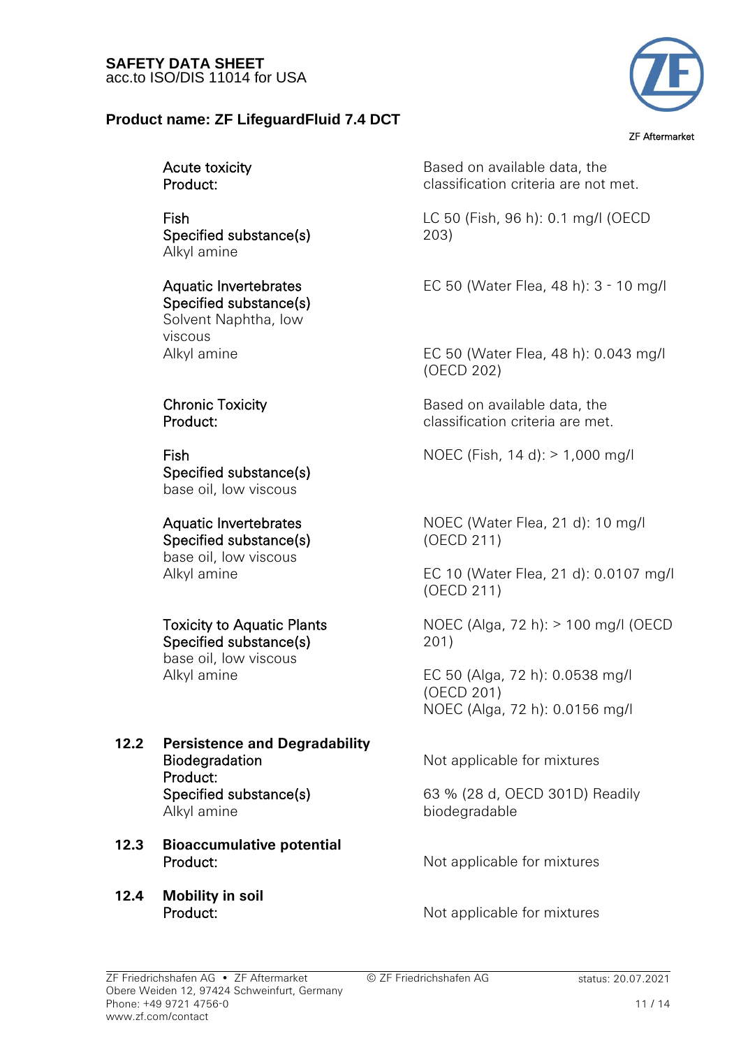**Acute toxicity**
**Product:** Based on available data, the classification criteria are not met.

**Fish**
**Specified substance(s)**
Alkyl amine — LC 50 (Fish, 96 h): 0.1 mg/l (OECD 203)

**Aquatic Invertebrates**
**Specified substance(s)**
Solvent Naphtha, low viscous — EC 50 (Water Flea, 48 h): 3 - 10 mg/l

Alkyl amine — EC 50 (Water Flea, 48 h): 0.043 mg/l (OECD 202)

**Chronic Toxicity**
**Product:** Based on available data, the classification criteria are met.

**Fish**
**Specified substance(s)**
base oil, low viscous — NOEC (Fish, 14 d): > 1,000 mg/l

**Aquatic Invertebrates**
**Specified substance(s)**
base oil, low viscous — NOEC (Water Flea, 21 d): 10 mg/l (OECD 211)

Alkyl amine — EC 10 (Water Flea, 21 d): 0.0107 mg/l (OECD 211)

**Toxicity to Aquatic Plants**
**Specified substance(s)**
base oil, low viscous — NOEC (Alga, 72 h): > 100 mg/l (OECD 201)

Alkyl amine — EC 50 (Alga, 72 h): 0.0538 mg/l (OECD 201)
NOEC (Alga, 72 h): 0.0156 mg/l

## 12.2 Persistence and Degradability

**Biodegradation**
**Product:** Not applicable for mixtures

**Specified substance(s)**
Alkyl amine — 63 % (28 d, OECD 301D) Readily biodegradable

## 12.3 Bioaccumulative potential

**Product:** Not applicable for mixtures

## 12.4 Mobility in soil

**Product:** Not applicable for mixtures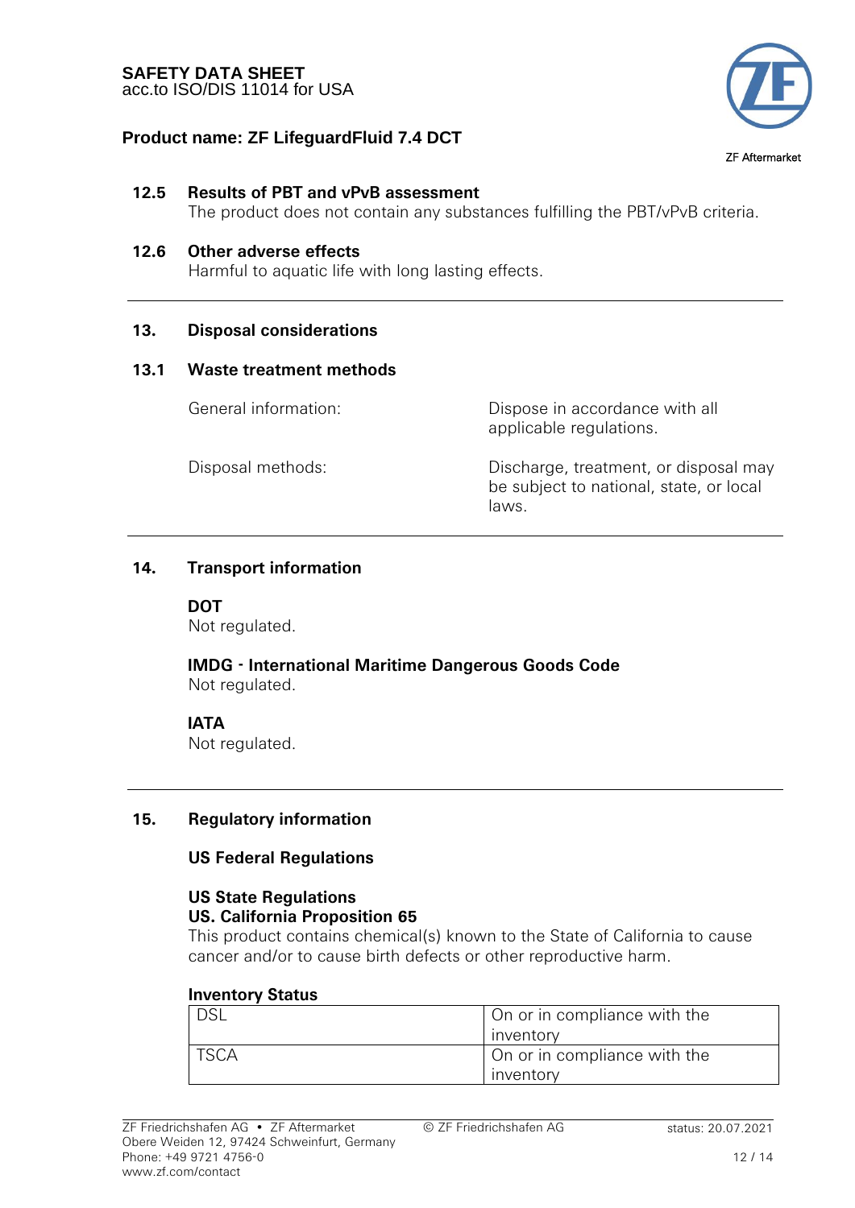**12.5 Results of PBT and vPvB assessment**
The product does not contain any substances fulfilling the PBT/vPvB criteria.

**12.6 Other adverse effects**
Harmful to aquatic life with long lasting effects.

---

## 13. Disposal considerations

### 13.1 Waste treatment methods

| | |
|---|---|
| General information: | Dispose in accordance with all applicable regulations. |
| Disposal methods: | Discharge, treatment, or disposal may be subject to national, state, or local laws. |

---

## 14. Transport information

**DOT**
Not regulated.

**IMDG - International Maritime Dangerous Goods Code**
Not regulated.

**IATA**
Not regulated.

---

## 15. Regulatory information

**US Federal Regulations**

**US State Regulations**
**US. California Proposition 65**
This product contains chemical(s) known to the State of California to cause cancer and/or to cause birth defects or other reproductive harm.

**Inventory Status**

| | |
|---|---|
| DSL | On or in compliance with the inventory |
| TSCA | On or in compliance with the inventory |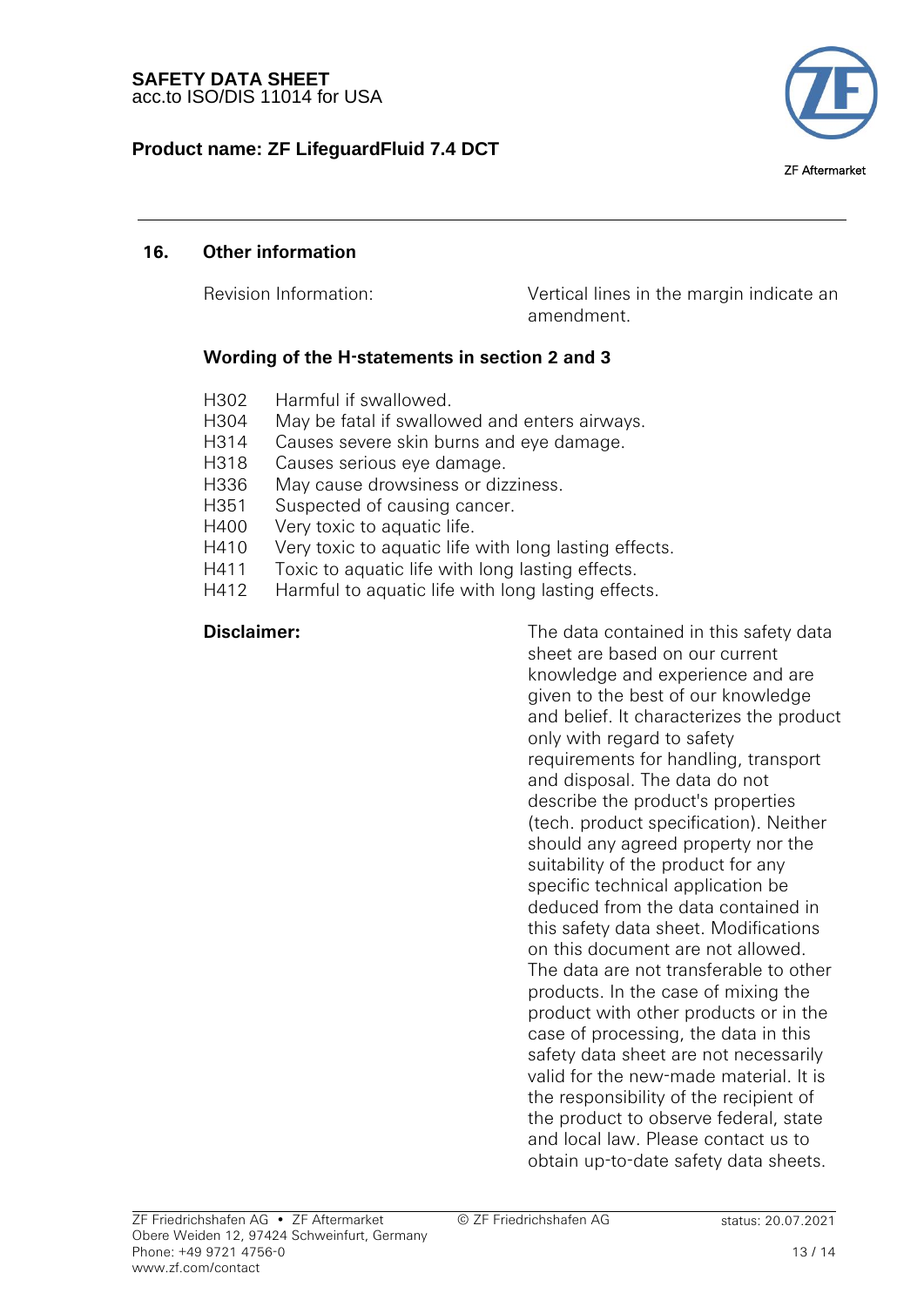## 16. Other information

Revision Information: Vertical lines in the margin indicate an amendment.

### Wording of the H-statements in section 2 and 3

| | |
|---|---|
| H302 | Harmful if swallowed. |
| H304 | May be fatal if swallowed and enters airways. |
| H314 | Causes severe skin burns and eye damage. |
| H318 | Causes serious eye damage. |
| H336 | May cause drowsiness or dizziness. |
| H351 | Suspected of causing cancer. |
| H400 | Very toxic to aquatic life. |
| H410 | Very toxic to aquatic life with long lasting effects. |
| H411 | Toxic to aquatic life with long lasting effects. |
| H412 | Harmful to aquatic life with long lasting effects. |

**Disclaimer:** The data contained in this safety data sheet are based on our current knowledge and experience and are given to the best of our knowledge and belief. It characterizes the product only with regard to safety requirements for handling, transport and disposal. The data do not describe the product's properties (tech. product specification). Neither should any agreed property nor the suitability of the product for any specific technical application be deduced from the data contained in this safety data sheet. Modifications on this document are not allowed. The data are not transferable to other products. In the case of mixing the product with other products or in the case of processing, the data in this safety data sheet are not necessarily valid for the new-made material. It is the responsibility of the recipient of the product to observe federal, state and local law. Please contact us to obtain up-to-date safety data sheets.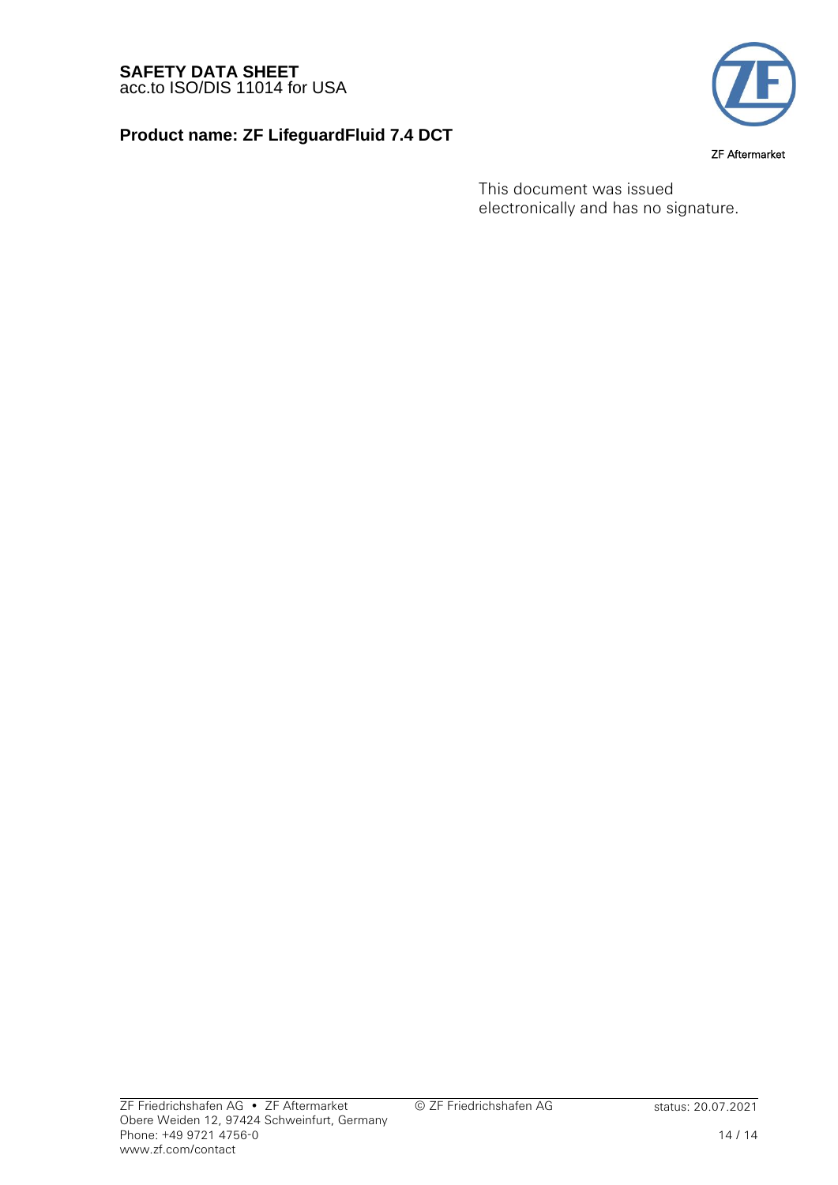This document was issued electronically and has no signature.